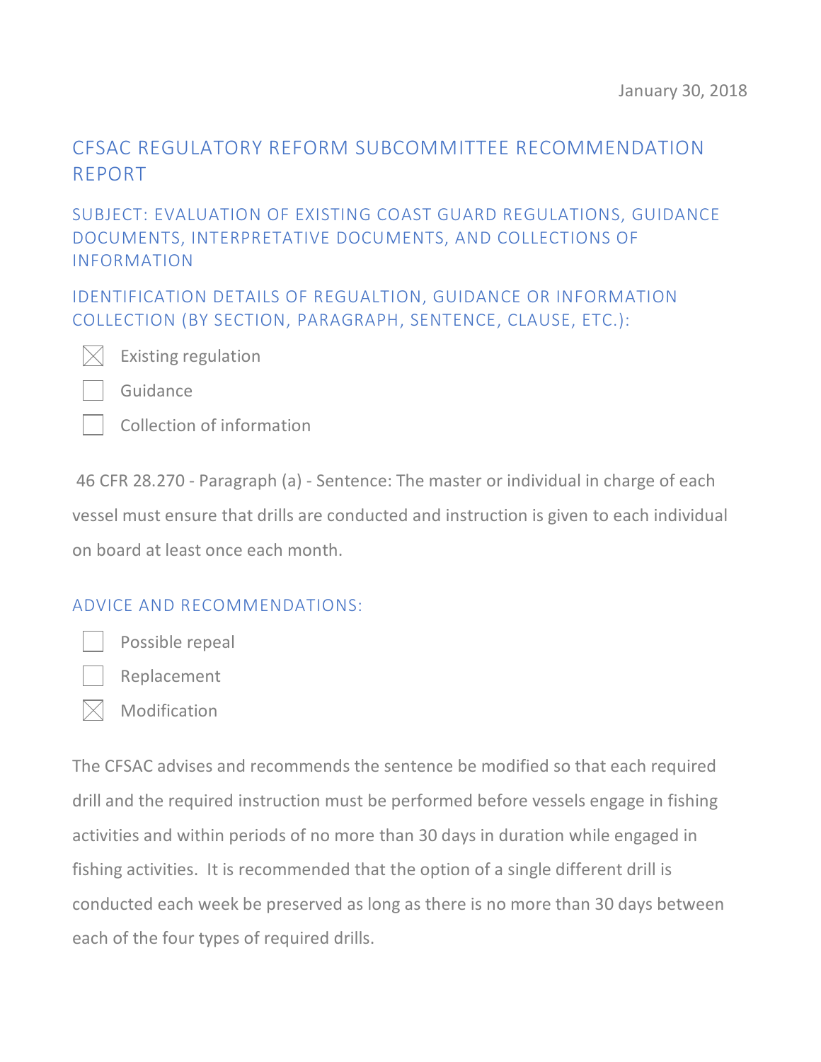January 30, 2018

# CFSAC REGULATORY REFORM SUBCOMMITTEE RECOMMENDATION REPORT

## SUBJECT: EVALUATION OF EXISTING COAST GUARD REGULATIONS, GUIDANCE DOCUMENTS, INTERPRETATIVE DOCUMENTS, AND COLLECTIONS OF INFORMATION

## IDENTIFICATION DETAILS OF REGUALTION, GUIDANCE OR INFORMATION COLLECTION (BY SECTION, PARAGRAPH, SENTENCE, CLAUSE, ETC.):

- [x] Existing regulation
- [ ] Guidance
- [ ] Collection of information

46 CFR 28.270 - Paragraph (a) - Sentence: The master or individual in charge of each vessel must ensure that drills are conducted and instruction is given to each individual on board at least once each month.

## ADVICE AND RECOMMENDATIONS:

- [ ] Possible repeal
- [ ] Replacement
- [x] Modification

The CFSAC advises and recommends the sentence be modified so that each required drill and the required instruction must be performed before vessels engage in fishing activities and within periods of no more than 30 days in duration while engaged in fishing activities. It is recommended that the option of a single different drill is conducted each week be preserved as long as there is no more than 30 days between each of the four types of required drills.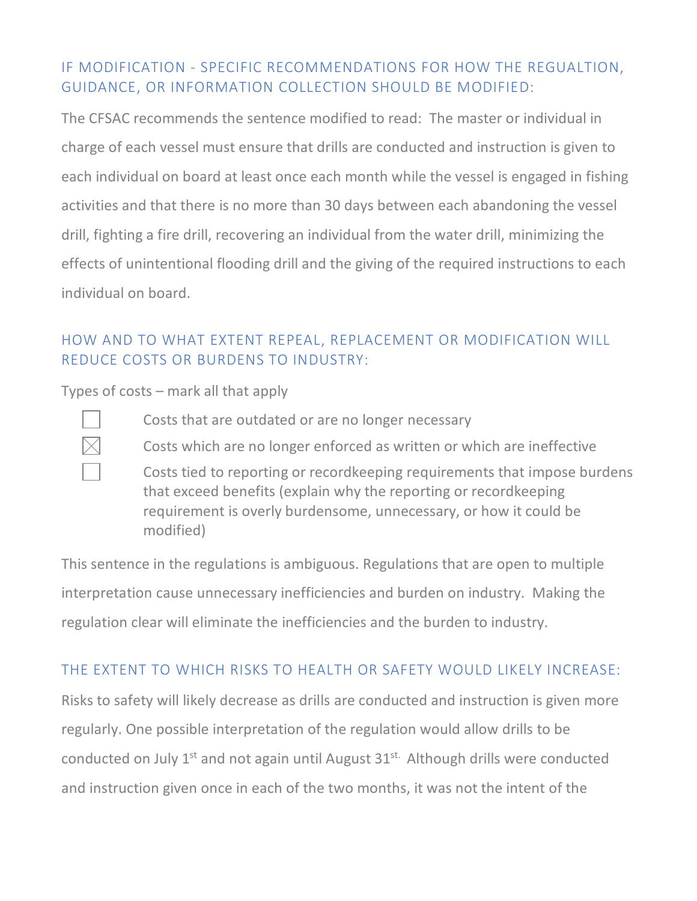## IF MODIFICATION - SPECIFIC RECOMMENDATIONS FOR HOW THE REGUALTION, GUIDANCE, OR INFORMATION COLLECTION SHOULD BE MODIFIED:

The CFSAC recommends the sentence modified to read: The master or individual in charge of each vessel must ensure that drills are conducted and instruction is given to each individual on board at least once each month while the vessel is engaged in fishing activities and that there is no more than 30 days between each abandoning the vessel drill, fighting a fire drill, recovering an individual from the water drill, minimizing the effects of unintentional flooding drill and the giving of the required instructions to each individual on board.

## HOW AND TO WHAT EXTENT REPEAL, REPLACEMENT OR MODIFICATION WILL REDUCE COSTS OR BURDENS TO INDUSTRY:

Types of costs – mark all that apply

- ☐ Costs that are outdated or are no longer necessary
- ☒ Costs which are no longer enforced as written or which are ineffective
- ☐ Costs tied to reporting or recordkeeping requirements that impose burdens that exceed benefits (explain why the reporting or recordkeeping requirement is overly burdensome, unnecessary, or how it could be modified)

This sentence in the regulations is ambiguous. Regulations that are open to multiple interpretation cause unnecessary inefficiencies and burden on industry. Making the regulation clear will eliminate the inefficiencies and the burden to industry.

## THE EXTENT TO WHICH RISKS TO HEALTH OR SAFETY WOULD LIKELY INCREASE:

Risks to safety will likely decrease as drills are conducted and instruction is given more regularly. One possible interpretation of the regulation would allow drills to be conducted on July 1st and not again until August 31st. Although drills were conducted and instruction given once in each of the two months, it was not the intent of the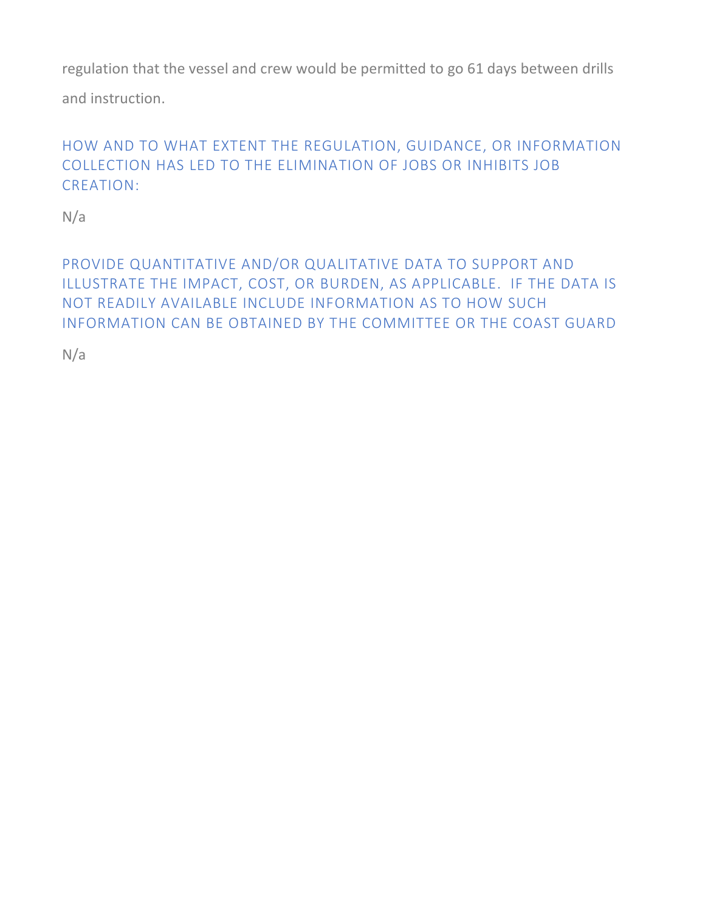regulation that the vessel and crew would be permitted to go 61 days between drills and instruction.

## HOW AND TO WHAT EXTENT THE REGULATION, GUIDANCE, OR INFORMATION COLLECTION HAS LED TO THE ELIMINATION OF JOBS OR INHIBITS JOB CREATION:

N/a

## PROVIDE QUANTITATIVE AND/OR QUALITATIVE DATA TO SUPPORT AND ILLUSTRATE THE IMPACT, COST, OR BURDEN, AS APPLICABLE. IF THE DATA IS NOT READILY AVAILABLE INCLUDE INFORMATION AS TO HOW SUCH INFORMATION CAN BE OBTAINED BY THE COMMITTEE OR THE COAST GUARD

N/a